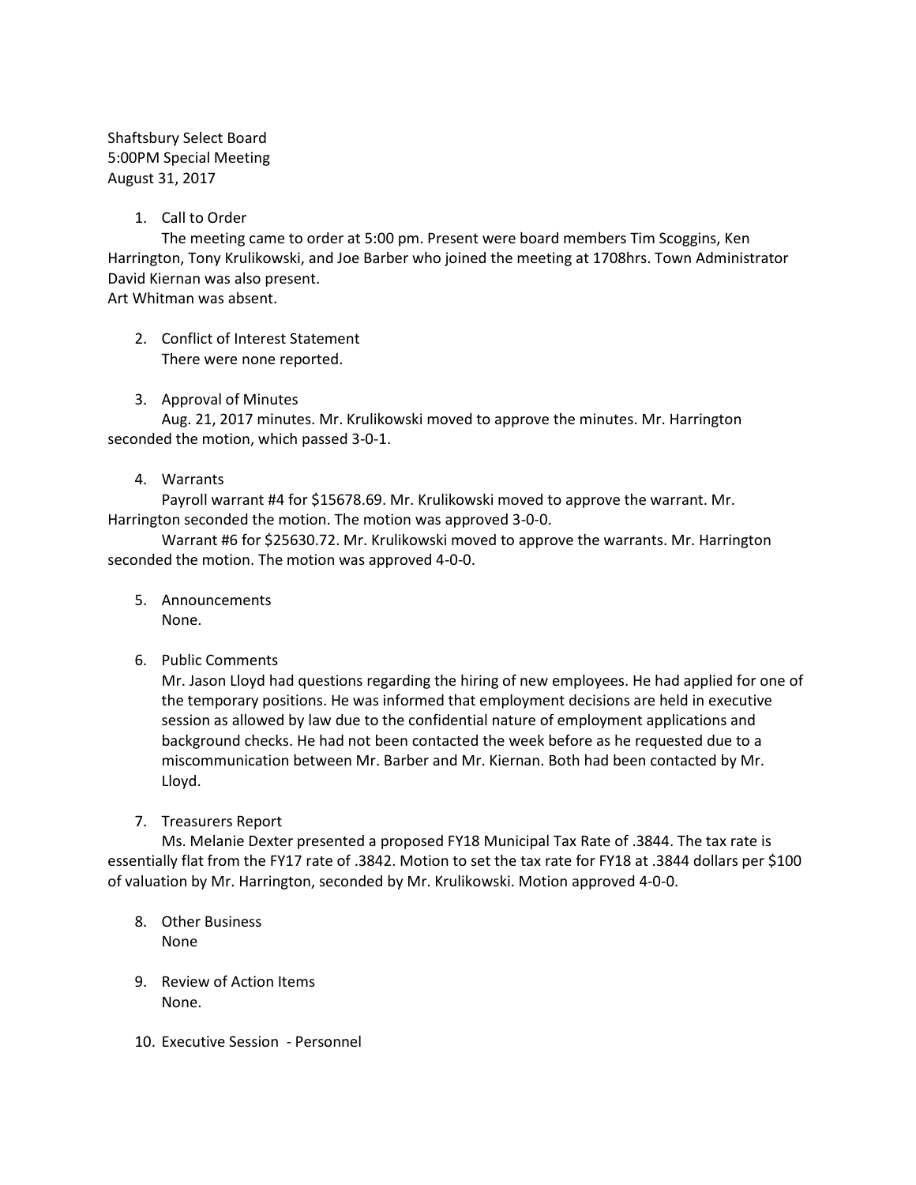Shaftsbury Select Board
5:00PM Special Meeting
August 31, 2017

1. Call to Order

   The meeting came to order at 5:00 pm. Present were board members Tim Scoggins, Ken Harrington, Tony Krulikowski, and Joe Barber who joined the meeting at 1708hrs. Town Administrator David Kiernan was also present.
   Art Whitman was absent.

2. Conflict of Interest Statement

   There were none reported.

3. Approval of Minutes

   Aug. 21, 2017 minutes. Mr. Krulikowski moved to approve the minutes. Mr. Harrington seconded the motion, which passed 3-0-1.

4. Warrants

   Payroll warrant #4 for $15678.69. Mr. Krulikowski moved to approve the warrant. Mr. Harrington seconded the motion. The motion was approved 3-0-0.

   Warrant #6 for $25630.72. Mr. Krulikowski moved to approve the warrants. Mr. Harrington seconded the motion. The motion was approved 4-0-0.

5. Announcements

   None.

6. Public Comments

   Mr. Jason Lloyd had questions regarding the hiring of new employees. He had applied for one of the temporary positions. He was informed that employment decisions are held in executive session as allowed by law due to the confidential nature of employment applications and background checks. He had not been contacted the week before as he requested due to a miscommunication between Mr. Barber and Mr. Kiernan. Both had been contacted by Mr. Lloyd.

7. Treasurers Report

   Ms. Melanie Dexter presented a proposed FY18 Municipal Tax Rate of .3844. The tax rate is essentially flat from the FY17 rate of .3842. Motion to set the tax rate for FY18 at .3844 dollars per $100 of valuation by Mr. Harrington, seconded by Mr. Krulikowski. Motion approved 4-0-0.

8. Other Business

   None

9. Review of Action Items

   None.

10. Executive Session - Personnel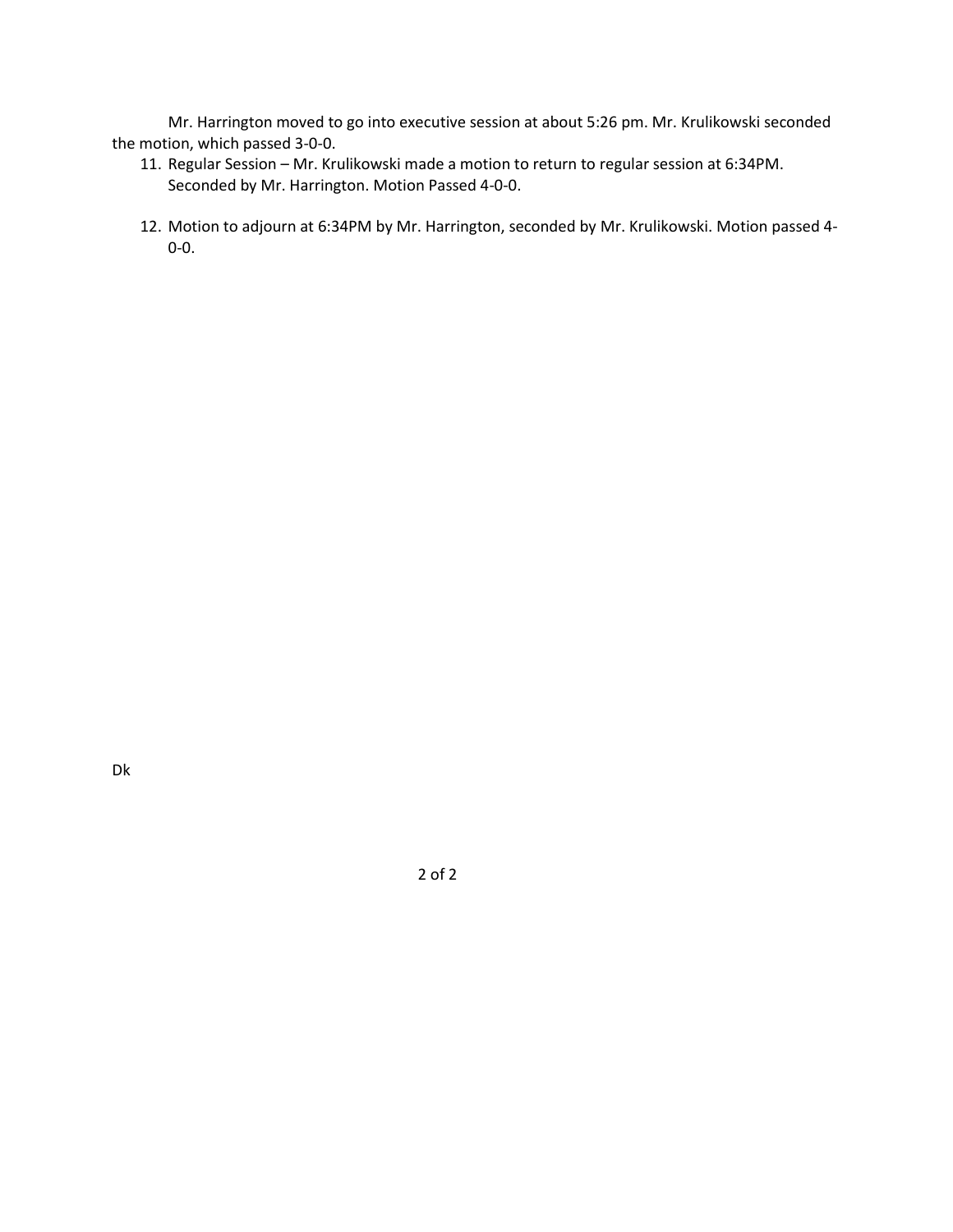Mr. Harrington moved to go into executive session at about 5:26 pm. Mr. Krulikowski seconded the motion, which passed 3-0-0.

11. Regular Session – Mr. Krulikowski made a motion to return to regular session at 6:34PM. Seconded by Mr. Harrington. Motion Passed 4-0-0.

12. Motion to adjourn at 6:34PM by Mr. Harrington, seconded by Mr. Krulikowski. Motion passed 4-0-0.

Dk